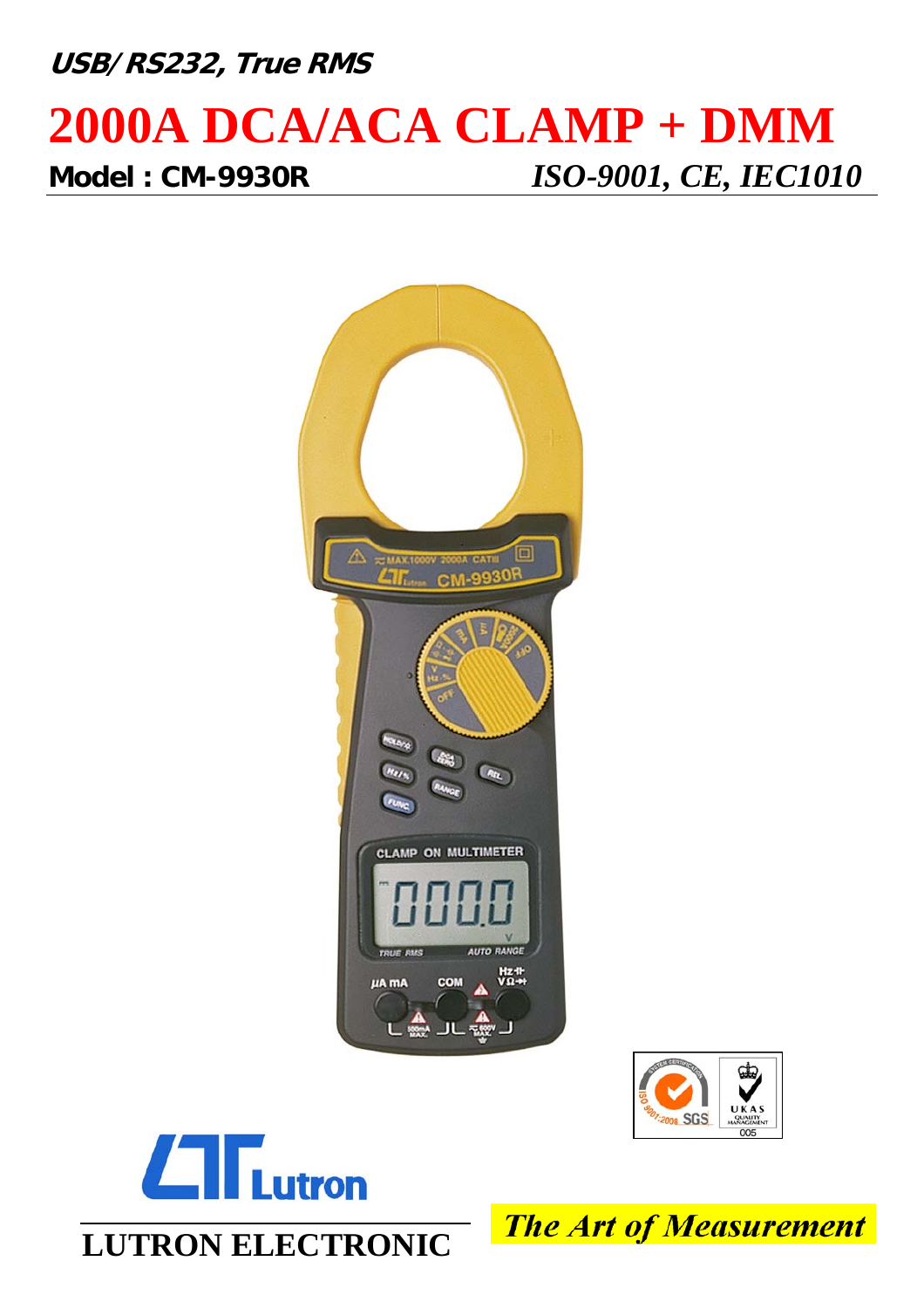**USB/RS232, True RMS**

# 2000A DCA/ACA CLAMP + DMM

**Model : CM-9930R** *ISO-9001, CE, IEC1010*

**LUTRON ELECTRONIC**

***The Art of Measurement***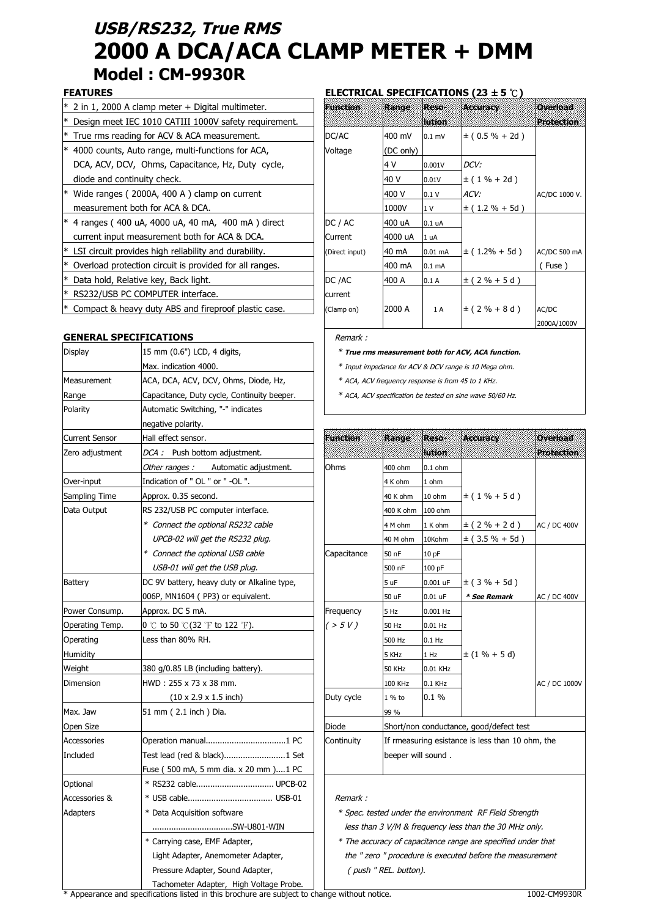# *USB/RS232, True RMS*
# 2000 A DCA/ACA CLAMP METER + DMM
## Model : CM-9930R

### FEATURES

- \* 2 in 1, 2000 A clamp meter + Digital multimeter.
- \* Design meet IEC 1010 CATIII 1000V safety requirement.
- \* True rms reading for ACV & ACA measurement.
- \* 4000 counts, Auto range, multi-functions for ACA, DCA, ACV, DCV, Ohms, Capacitance, Hz, Duty cycle, diode and continuity check.
- \* Wide ranges ( 2000A, 400 A ) clamp on current measurement both for ACA & DCA.
- \* 4 ranges ( 400 uA, 4000 uA, 40 mA, 400 mA ) direct current input measurement both for ACA & DCA.
- \* LSI circuit provides high reliability and durability.
- \* Overload protection circuit is provided for all ranges.
- \* Data hold, Relative key, Back light.
- \* RS232/USB PC COMPUTER interface.
- \* Compact & heavy duty ABS and fireproof plastic case.

### GENERAL SPECIFICATIONS

| | |
|---|---|
| Display | 15 mm (0.6") LCD, 4 digits, Max. indication 4000. |
| Measurement Range | ACA, DCA, ACV, DCV, Ohms, Diode, Hz, Capacitance, Duty cycle, Continuity beeper. |
| Polarity | Automatic Switching, "-" indicates negative polarity. |
| Current Sensor | Hall effect sensor. |
| Zero adjustment | *DCA :* Push bottom adjustment. |
| | *Other ranges :* Automatic adjustment. |
| Over-input | Indication of " OL " or " -OL ". |
| Sampling Time | Approx. 0.35 second. |
| Data Output | RS 232/USB PC computer interface.<br>*\* Connect the optional RS232 cable UPCB-02 will get the RS232 plug.*<br>*\* Connect the optional USB cable USB-01 will get the USB plug.* |
| Battery | DC 9V battery, heavy duty or Alkaline type, 006P, MN1604 ( PP3) or equivalent. |
| Power Consump. | Approx. DC 5 mA. |
| Operating Temp. | 0 ℃ to 50 ℃(32 ℉ to 122 ℉). |
| Operating Humidity | Less than 80% RH. |
| Weight | 380 g/0.85 LB (including battery). |
| Dimension | HWD : 255 x 73 x 38 mm. (10 x 2.9 x 1.5 inch) |
| Max. Jaw Open Size | 51 mm ( 2.1 inch ) Dia. |
| Accessories Included | Operation manual.................................1 PC<br>Test lead (red & black)..........................1 Set<br>Fuse ( 500 mA, 5 mm dia. x 20 mm )....1 PC |
| Optional Accessories & Adapters | \* RS232 cable................................. UPCB-02<br>\* USB cable................................... USB-01<br>\* Data Acquisition software .................................SW-U801-WIN<br>\* Carrying case, EMF Adapter, Light Adapter, Anemometer Adapter, Pressure Adapter, Sound Adapter, Tachometer Adapter, High Voltage Probe. |

### ELECTRICAL SPECIFICATIONS (23 ± 5 ℃)

| Function | Range | Reso-lution | Accuracy | Overload Protection |
|---|---|---|---|---|
| DC/AC Voltage | 400 mV (DC only) | 0.1 mV | ± ( 0.5 % + 2d ) | |
| | 4 V | 0.001V | *DCV:* | |
| | 40 V | 0.01V | ± ( 1 % + 2d ) | |
| | 400 V | 0.1 V | *ACV:* | AC/DC 1000 V. |
| | 1000V | 1 V | ± ( 1.2 % + 5d ) | |
| DC / AC Current (Direct input) | 400 uA | 0.1 uA | | |
| | 4000 uA | 1 uA | | |
| | 40 mA | 0.01 mA | ± ( 1.2% + 5d ) | AC/DC 500 mA ( Fuse ) |
| | 400 mA | 0.1 mA | | |
| DC /AC current (Clamp on) | 400 A | 0.1 A | ± ( 2 % + 5 d ) | |
| | 2000 A | 1 A | ± ( 2 % + 8 d ) | AC/DC 2000A/1000V |

*Remark :*

- *\* **True rms measurement both for ACV, ACA function.***
- *\* Input impedance for ACV & DCV range is 10 Mega ohm.*
- *\* ACA, ACV frequency response is from 45 to 1 KHz.*
- *\* ACA, ACV specification be tested on sine wave 50/60 Hz.*

| Function | Range | Reso-lution | Accuracy | Overload Protection |
|---|---|---|---|---|
| Ohms | 400 ohm | 0.1 ohm | | |
| | 4 K ohm | 1 ohm | | |
| | 40 K ohm | 10 ohm | ± ( 1 % + 5 d ) | |
| | 400 K ohm | 100 ohm | | |
| | 4 M ohm | 1 K ohm | ± ( 2 % + 2 d ) | AC / DC 400V |
| | 40 M ohm | 10Kohm | ± ( 3.5 % + 5d ) | |
| Capacitance | 50 nF | 10 pF | | |
| | 500 nF | 100 pF | | |
| | 5 uF | 0.001 uF | ± ( 3 % + 5d ) | |
| | 50 uF | 0.01 uF | ***\* See Remark*** | AC / DC 400V |
| Frequency *( > 5 V )* | 5 Hz | 0.001 Hz | | |
| | 50 Hz | 0.01 Hz | | |
| | 500 Hz | 0.1 Hz | | |
| | 5 KHz | 1 Hz | ± (1 % + 5 d) | |
| | 50 KHz | 0.01 KHz | | |
| | 100 KHz | 0.1 KHz | | AC / DC 1000V |
| Duty cycle | 1 % to 99 % | 0.1 % | | |
| Diode | Short/non conductance, good/defect test | | | |
| Continuity | If rmeasuring esistance is less than 10 ohm, the beeper will sound . | | | |

*Remark :*

- *\* Spec. tested under the environment RF Field Strength less than 3 V/M & frequency less than the 30 MHz only.*
- *\* The accuracy of capacitance range are specified under that the " zero " procedure is executed before the measurement ( push " REL. button).*

\* Appearance and specifications listed in this brochure are subject to change without notice.

1002-CM9930R